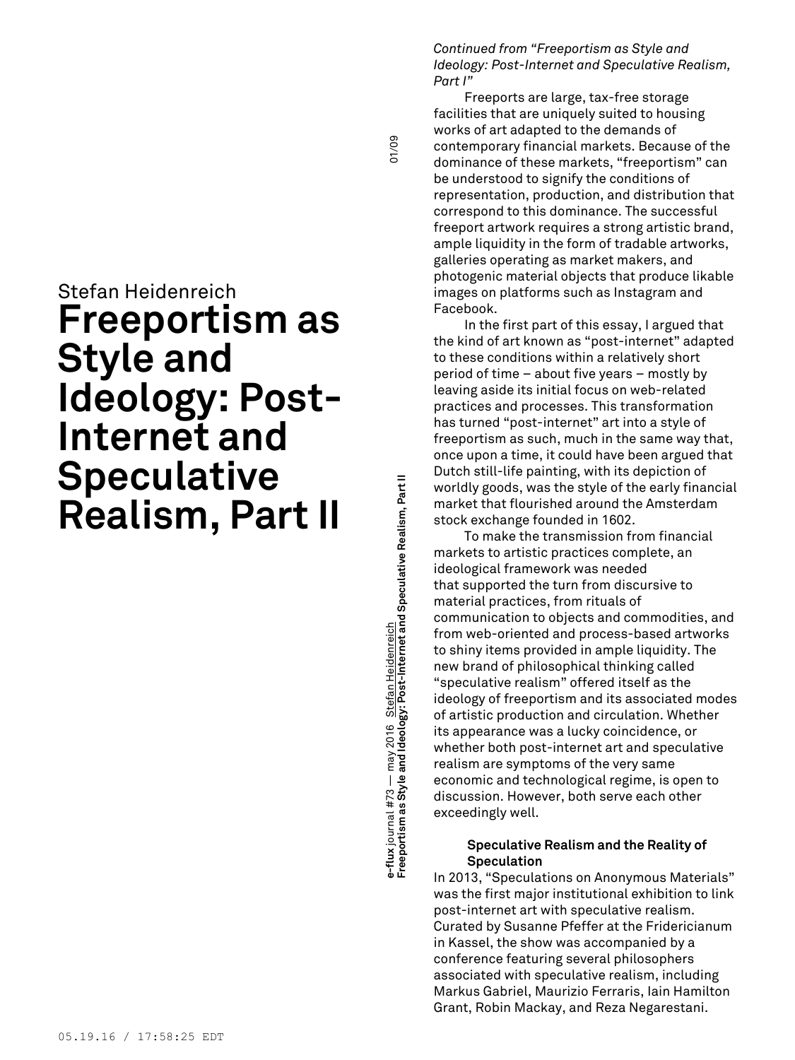Stefan Heidenreich

# Freeportism as Style and Ideology: Post-Internet and Speculative Realism, Part II

*Continued from "Freeportism as Style and Ideology: Post-Internet and Speculative Realism, Part I"*

Freeports are large, tax-free storage facilities that are uniquely suited to housing works of art adapted to the demands of contemporary financial markets. Because of the dominance of these markets, "freeportism" can be understood to signify the conditions of representation, production, and distribution that correspond to this dominance. The successful freeport artwork requires a strong artistic brand, ample liquidity in the form of tradable artworks, galleries operating as market makers, and photogenic material objects that produce likable images on platforms such as Instagram and Facebook.

In the first part of this essay, I argued that the kind of art known as "post-internet" adapted to these conditions within a relatively short period of time – about five years – mostly by leaving aside its initial focus on web-related practices and processes. This transformation has turned "post-internet" art into a style of freeportism as such, much in the same way that, once upon a time, it could have been argued that Dutch still-life painting, with its depiction of worldly goods, was the style of the early financial market that flourished around the Amsterdam stock exchange founded in 1602.

To make the transmission from financial markets to artistic practices complete, an ideological framework was needed that supported the turn from discursive to material practices, from rituals of communication to objects and commodities, and from web-oriented and process-based artworks to shiny items provided in ample liquidity. The new brand of philosophical thinking called "speculative realism" offered itself as the ideology of freeportism and its associated modes of artistic production and circulation. Whether its appearance was a lucky coincidence, or whether both post-internet art and speculative realism are symptoms of the very same economic and technological regime, is open to discussion. However, both serve each other exceedingly well.

### Speculative Realism and the Reality of Speculation

In 2013, "Speculations on Anonymous Materials" was the first major institutional exhibition to link post-internet art with speculative realism. Curated by Susanne Pfeffer at the Fridericianum in Kassel, the show was accompanied by a conference featuring several philosophers associated with speculative realism, including Markus Gabriel, Maurizio Ferraris, Iain Hamilton Grant, Robin Mackay, and Reza Negarestani.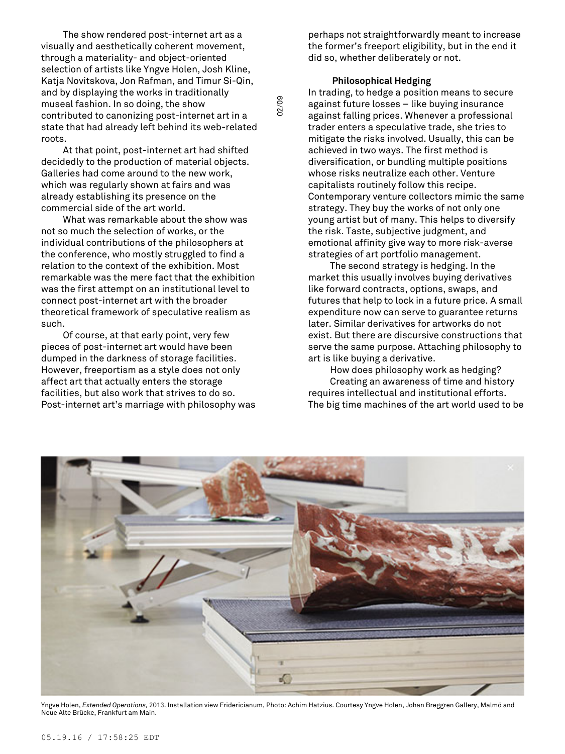The show rendered post-internet art as a visually and aesthetically coherent movement, through a materiality- and object-oriented selection of artists like Yngve Holen, Josh Kline, Katja Novitskova, Jon Rafman, and Timur Si-Qin, and by displaying the works in traditionally museal fashion. In so doing, the show contributed to canonizing post-internet art in a state that had already left behind its web-related roots.

At that point, post-internet art had shifted decidedly to the production of material objects. Galleries had come around to the new work, which was regularly shown at fairs and was already establishing its presence on the commercial side of the art world.

What was remarkable about the show was not so much the selection of works, or the individual contributions of the philosophers at the conference, who mostly struggled to find a relation to the context of the exhibition. Most remarkable was the mere fact that the exhibition was the first attempt on an institutional level to connect post-internet art with the broader theoretical framework of speculative realism as such.

Of course, at that early point, very few pieces of post-internet art would have been dumped in the darkness of storage facilities. However, freeportism as a style does not only affect art that actually enters the storage facilities, but also work that strives to do so. Post-internet art's marriage with philosophy was perhaps not straightforwardly meant to increase the former's freeport eligibility, but in the end it did so, whether deliberately or not.

### Philosophical Hedging

In trading, to hedge a position means to secure against future losses – like buying insurance against falling prices. Whenever a professional trader enters a speculative trade, she tries to mitigate the risks involved. Usually, this can be achieved in two ways. The first method is diversification, or bundling multiple positions whose risks neutralize each other. Venture capitalists routinely follow this recipe. Contemporary venture collectors mimic the same strategy. They buy the works of not only one young artist but of many. This helps to diversify the risk. Taste, subjective judgment, and emotional affinity give way to more risk-averse strategies of art portfolio management.

The second strategy is hedging. In the market this usually involves buying derivatives like forward contracts, options, swaps, and futures that help to lock in a future price. A small expenditure now can serve to guarantee returns later. Similar derivatives for artworks do not exist. But there are discursive constructions that serve the same purpose. Attaching philosophy to art is like buying a derivative.

How does philosophy work as hedging?

Creating an awareness of time and history requires intellectual and institutional efforts. The big time machines of the art world used to be

Yngve Holen, *Extended Operations,* 2013. Installation view Fridericianum, Photo: Achim Hatzius. Courtesy Yngve Holen, Johan Breggren Gallery, Malmö and Neue Alte Brücke, Frankfurt am Main.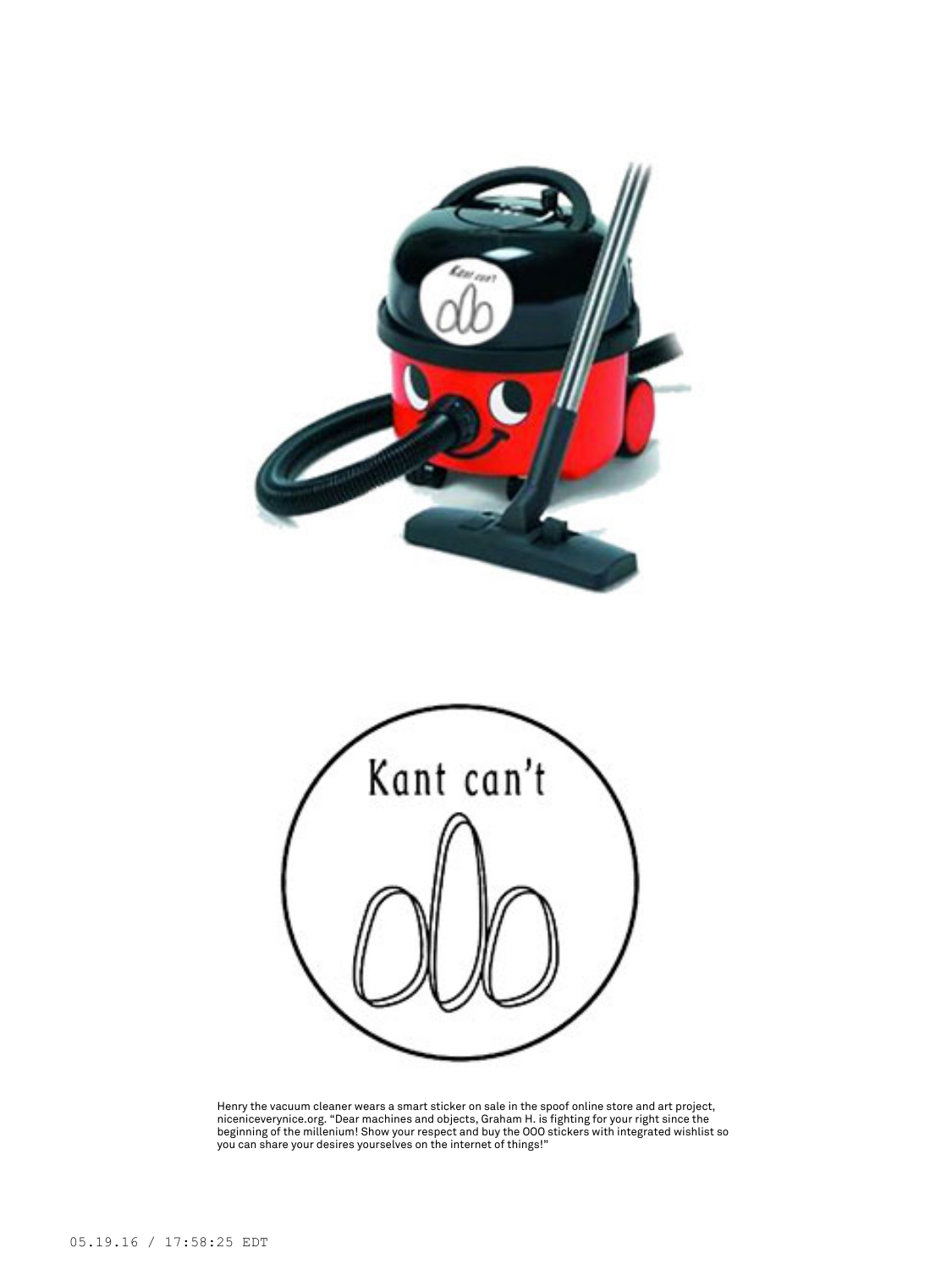Henry the vacuum cleaner wears a smart sticker on sale in the spoof online store and art project, niceniceverynice.org. "Dear machines and objects, Graham H. is fighting for your right since the beginning of the millenium! Show your respect and buy the OOO stickers with integrated wishlist so you can share your desires yourselves on the internet of things!"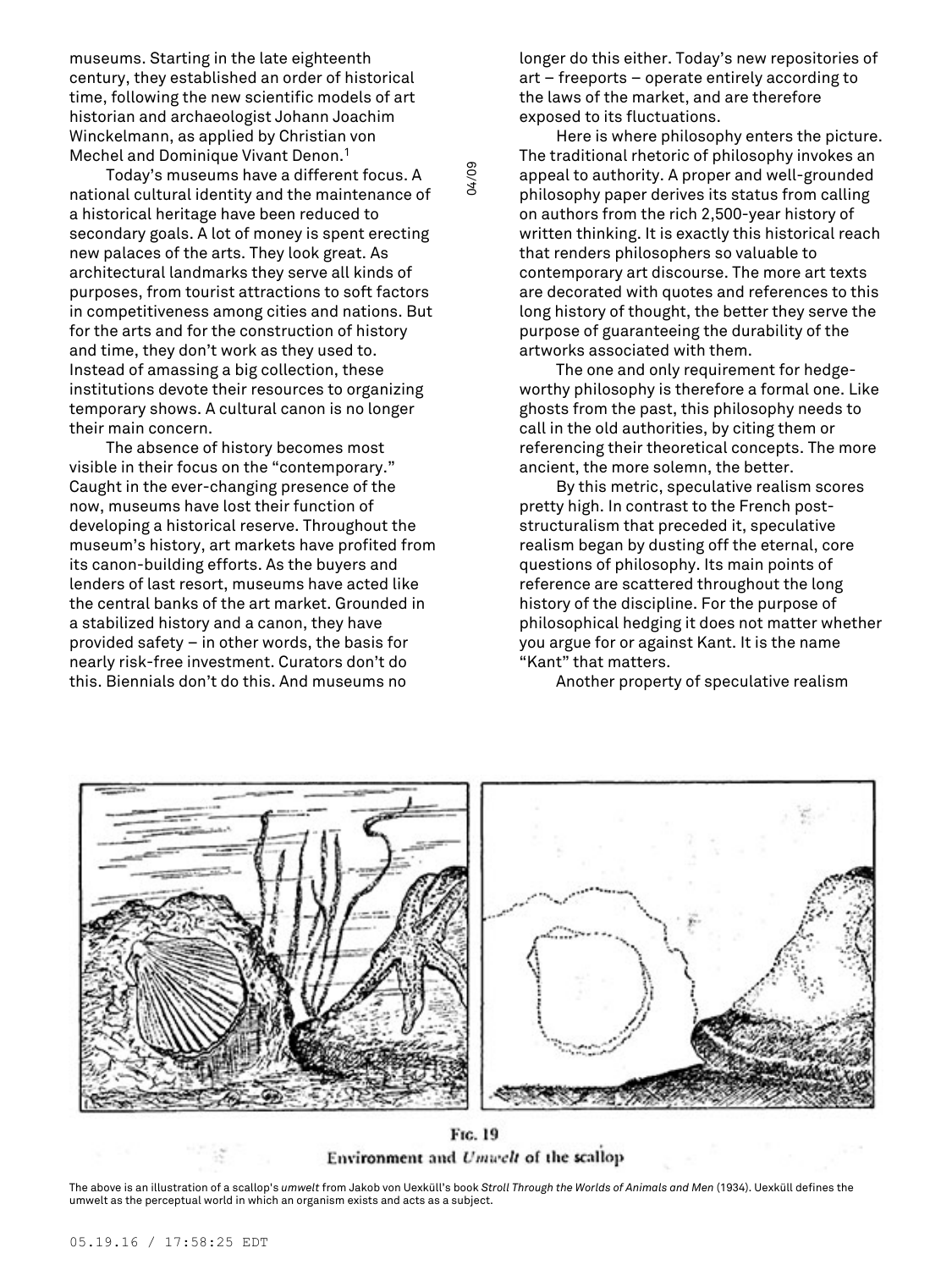museums. Starting in the late eighteenth century, they established an order of historical time, following the new scientific models of art historian and archaeologist Johann Joachim Winckelmann, as applied by Christian von Mechel and Dominique Vivant Denon.[1]

Today's museums have a different focus. A national cultural identity and the maintenance of a historical heritage have been reduced to secondary goals. A lot of money is spent erecting new palaces of the arts. They look great. As architectural landmarks they serve all kinds of purposes, from tourist attractions to soft factors in competitiveness among cities and nations. But for the arts and for the construction of history and time, they don't work as they used to. Instead of amassing a big collection, these institutions devote their resources to organizing temporary shows. A cultural canon is no longer their main concern.

The absence of history becomes most visible in their focus on the "contemporary." Caught in the ever-changing presence of the now, museums have lost their function of developing a historical reserve. Throughout the museum's history, art markets have profited from its canon-building efforts. As the buyers and lenders of last resort, museums have acted like the central banks of the art market. Grounded in a stabilized history and a canon, they have provided safety – in other words, the basis for nearly risk-free investment. Curators don't do this. Biennials don't do this. And museums no longer do this either. Today's new repositories of art – freeports – operate entirely according to the laws of the market, and are therefore exposed to its fluctuations.

Here is where philosophy enters the picture. The traditional rhetoric of philosophy invokes an appeal to authority. A proper and well-grounded philosophy paper derives its status from calling on authors from the rich 2,500-year history of written thinking. It is exactly this historical reach that renders philosophers so valuable to contemporary art discourse. The more art texts are decorated with quotes and references to this long history of thought, the better they serve the purpose of guaranteeing the durability of the artworks associated with them.

The one and only requirement for hedge-worthy philosophy is therefore a formal one. Like ghosts from the past, this philosophy needs to call in the old authorities, by citing them or referencing their theoretical concepts. The more ancient, the more solemn, the better.

By this metric, speculative realism scores pretty high. In contrast to the French post-structuralism that preceded it, speculative realism began by dusting off the eternal, core questions of philosophy. Its main points of reference are scattered throughout the long history of the discipline. For the purpose of philosophical hedging it does not matter whether you argue for or against Kant. It is the name "Kant" that matters.

Another property of speculative realism

Fig. 19
Environment and *Umwelt* of the scallop

The above is an illustration of a scallop's *umwelt* from Jakob von Uexküll's book *Stroll Through the Worlds of Animals and Men* (1934). Uexküll defines the umwelt as the perceptual world in which an organism exists and acts as a subject.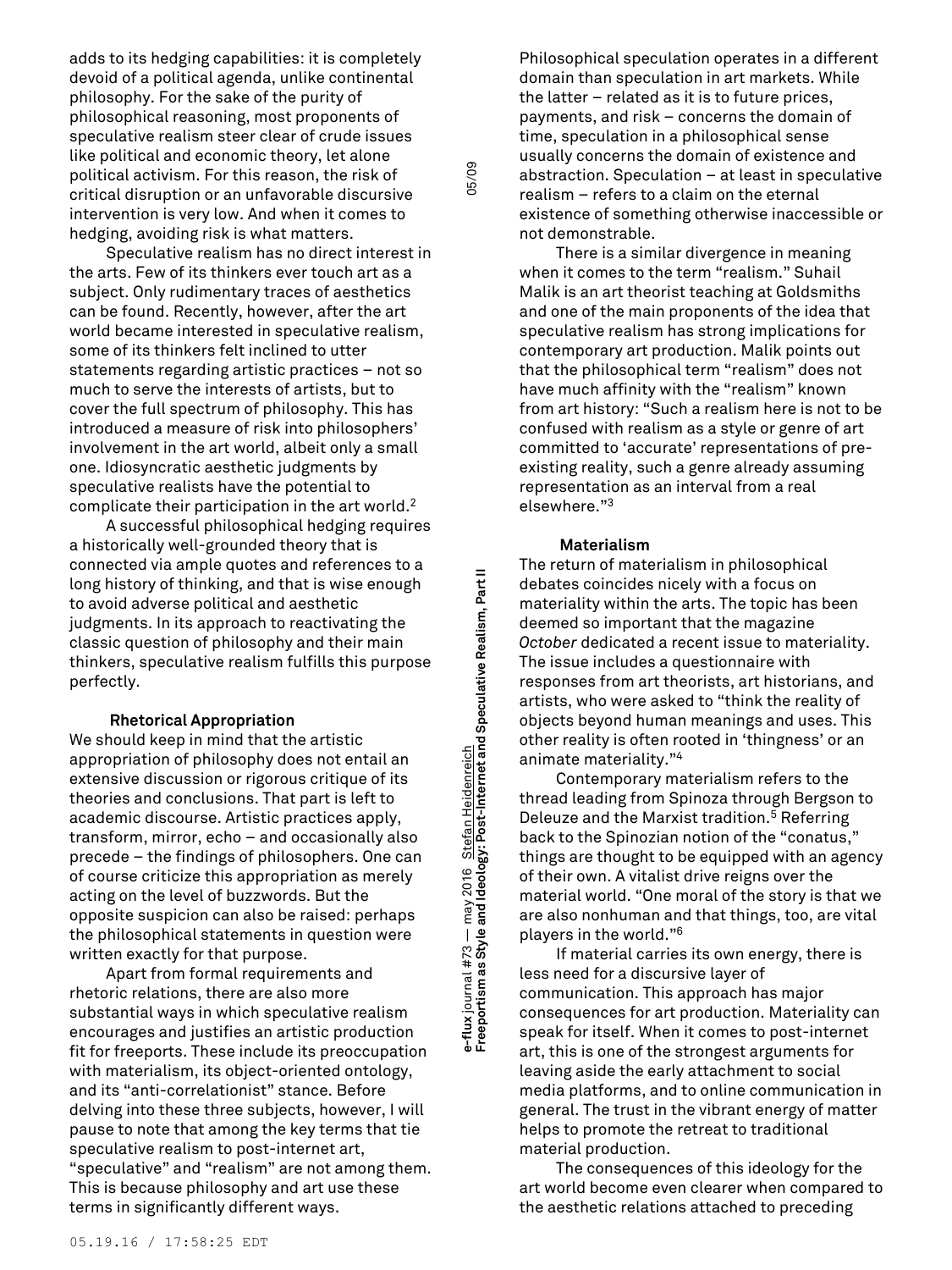adds to its hedging capabilities: it is completely devoid of a political agenda, unlike continental philosophy. For the sake of the purity of philosophical reasoning, most proponents of speculative realism steer clear of crude issues like political and economic theory, let alone political activism. For this reason, the risk of critical disruption or an unfavorable discursive intervention is very low. And when it comes to hedging, avoiding risk is what matters.

Speculative realism has no direct interest in the arts. Few of its thinkers ever touch art as a subject. Only rudimentary traces of aesthetics can be found. Recently, however, after the art world became interested in speculative realism, some of its thinkers felt inclined to utter statements regarding artistic practices – not so much to serve the interests of artists, but to cover the full spectrum of philosophy. This has introduced a measure of risk into philosophers' involvement in the art world, albeit only a small one. Idiosyncratic aesthetic judgments by speculative realists have the potential to complicate their participation in the art world.[2]

A successful philosophical hedging requires a historically well-grounded theory that is connected via ample quotes and references to a long history of thinking, and that is wise enough to avoid adverse political and aesthetic judgments. In its approach to reactivating the classic question of philosophy and their main thinkers, speculative realism fulfills this purpose perfectly.

### Rhetorical Appropriation

We should keep in mind that the artistic appropriation of philosophy does not entail an extensive discussion or rigorous critique of its theories and conclusions. That part is left to academic discourse. Artistic practices apply, transform, mirror, echo – and occasionally also precede – the findings of philosophers. One can of course criticize this appropriation as merely acting on the level of buzzwords. But the opposite suspicion can also be raised: perhaps the philosophical statements in question were written exactly for that purpose.

Apart from formal requirements and rhetoric relations, there are also more substantial ways in which speculative realism encourages and justifies an artistic production fit for freeports. These include its preoccupation with materialism, its object-oriented ontology, and its "anti-correlationist" stance. Before delving into these three subjects, however, I will pause to note that among the key terms that tie speculative realism to post-internet art, "speculative" and "realism" are not among them. This is because philosophy and art use these terms in significantly different ways.

Philosophical speculation operates in a different domain than speculation in art markets. While the latter – related as it is to future prices, payments, and risk – concerns the domain of time, speculation in a philosophical sense usually concerns the domain of existence and abstraction. Speculation – at least in speculative realism – refers to a claim on the eternal existence of something otherwise inaccessible or not demonstrable.

There is a similar divergence in meaning when it comes to the term "realism." Suhail Malik is an art theorist teaching at Goldsmiths and one of the main proponents of the idea that speculative realism has strong implications for contemporary art production. Malik points out that the philosophical term "realism" does not have much affinity with the "realism" known from art history: "Such a realism here is not to be confused with realism as a style or genre of art committed to 'accurate' representations of pre-existing reality, such a genre already assuming representation as an interval from a real elsewhere."[3]

### Materialism

The return of materialism in philosophical debates coincides nicely with a focus on materiality within the arts. The topic has been deemed so important that the magazine *October* dedicated a recent issue to materiality. The issue includes a questionnaire with responses from art theorists, art historians, and artists, who were asked to "think the reality of objects beyond human meanings and uses. This other reality is often rooted in 'thingness' or an animate materiality."[4]

Contemporary materialism refers to the thread leading from Spinoza through Bergson to Deleuze and the Marxist tradition.[5] Referring back to the Spinozian notion of the "conatus," things are thought to be equipped with an agency of their own. A vitalist drive reigns over the material world. "One moral of the story is that we are also nonhuman and that things, too, are vital players in the world."[6]

If material carries its own energy, there is less need for a discursive layer of communication. This approach has major consequences for art production. Materiality can speak for itself. When it comes to post-internet art, this is one of the strongest arguments for leaving aside the early attachment to social media platforms, and to online communication in general. The trust in the vibrant energy of matter helps to promote the retreat to traditional material production.

The consequences of this ideology for the art world become even clearer when compared to the aesthetic relations attached to preceding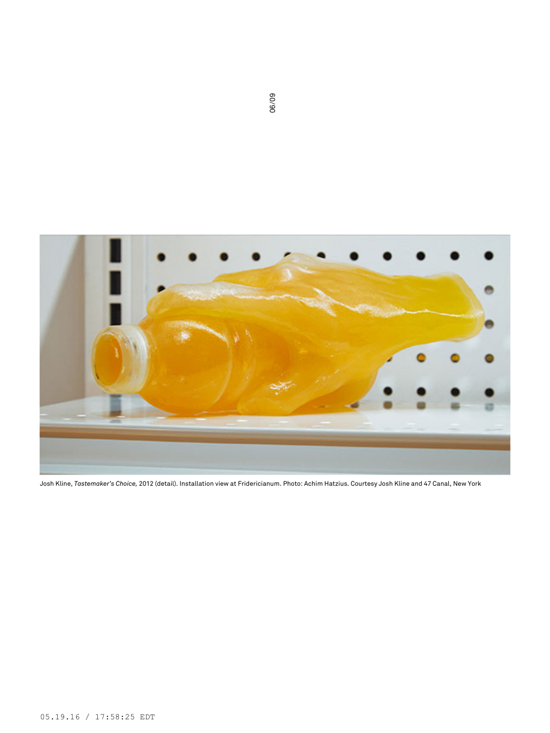Josh Kline, *Tastemaker's Choice,* 2012 (detail). Installation view at Fridericianum. Photo: Achim Hatzius. Courtesy Josh Kline and 47 Canal, New York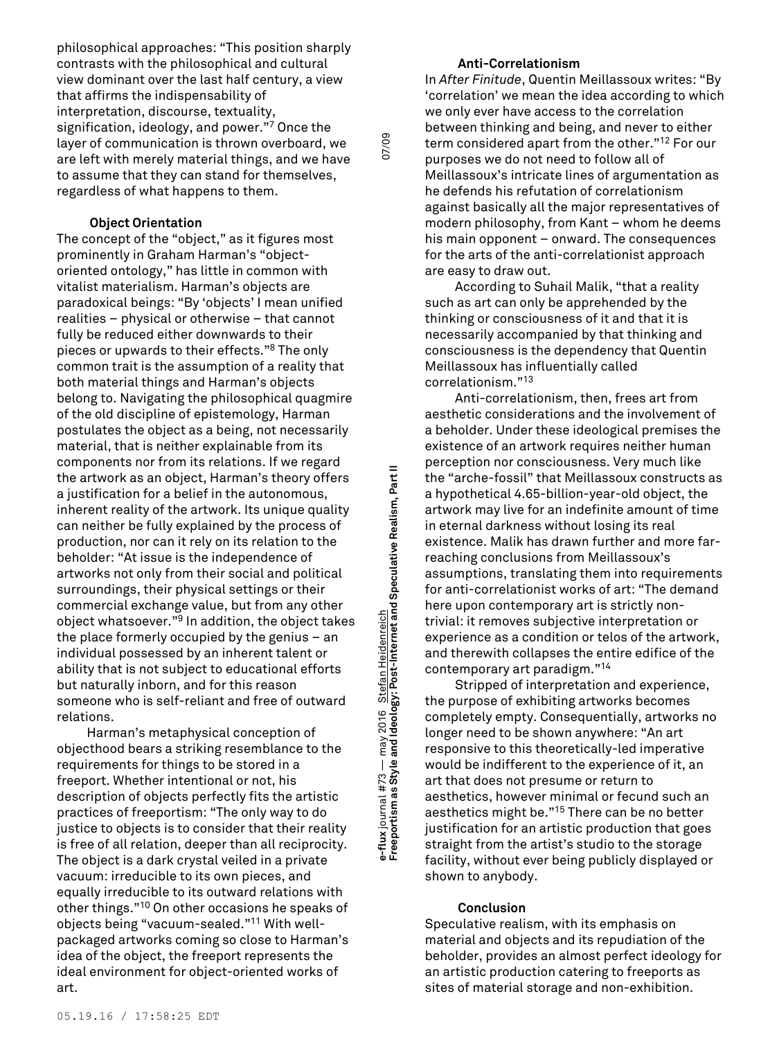philosophical approaches: "This position sharply contrasts with the philosophical and cultural view dominant over the last half century, a view that affirms the indispensability of interpretation, discourse, textuality, signification, ideology, and power."[7] Once the layer of communication is thrown overboard, we are left with merely material things, and we have to assume that they can stand for themselves, regardless of what happens to them.

### Object Orientation

The concept of the "object," as it figures most prominently in Graham Harman's "object-oriented ontology," has little in common with vitalist materialism. Harman's objects are paradoxical beings: "By 'objects' I mean unified realities – physical or otherwise – that cannot fully be reduced either downwards to their pieces or upwards to their effects."[8] The only common trait is the assumption of a reality that both material things and Harman's objects belong to. Navigating the philosophical quagmire of the old discipline of epistemology, Harman postulates the object as a being, not necessarily material, that is neither explainable from its components nor from its relations. If we regard the artwork as an object, Harman's theory offers a justification for a belief in the autonomous, inherent reality of the artwork. Its unique quality can neither be fully explained by the process of production, nor can it rely on its relation to the beholder: "At issue is the independence of artworks not only from their social and political surroundings, their physical settings or their commercial exchange value, but from any other object whatsoever."[9] In addition, the object takes the place formerly occupied by the genius – an individual possessed by an inherent talent or ability that is not subject to educational efforts but naturally inborn, and for this reason someone who is self-reliant and free of outward relations.

Harman's metaphysical conception of objecthood bears a striking resemblance to the requirements for things to be stored in a freeport. Whether intentional or not, his description of objects perfectly fits the artistic practices of freeportism: "The only way to do justice to objects is to consider that their reality is free of all relation, deeper than all reciprocity. The object is a dark crystal veiled in a private vacuum: irreducible to its own pieces, and equally irreducible to its outward relations with other things."[10] On other occasions he speaks of objects being "vacuum-sealed."[11] With well-packaged artworks coming so close to Harman's idea of the object, the freeport represents the ideal environment for object-oriented works of art.

### Anti-Correlationism

In *After Finitude*, Quentin Meillassoux writes: "By 'correlation' we mean the idea according to which we only ever have access to the correlation between thinking and being, and never to either term considered apart from the other."[12] For our purposes we do not need to follow all of Meillassoux's intricate lines of argumentation as he defends his refutation of correlationism against basically all the major representatives of modern philosophy, from Kant – whom he deems his main opponent – onward. The consequences for the arts of the anti-correlationist approach are easy to draw out.

According to Suhail Malik, "that a reality such as art can only be apprehended by the thinking or consciousness of it and that it is necessarily accompanied by that thinking and consciousness is the dependency that Quentin Meillassoux has influentially called correlationism."[13]

Anti-correlationism, then, frees art from aesthetic considerations and the involvement of a beholder. Under these ideological premises the existence of an artwork requires neither human perception nor consciousness. Very much like the "arche-fossil" that Meillassoux constructs as a hypothetical 4.65-billion-year-old object, the artwork may live for an indefinite amount of time in eternal darkness without losing its real existence. Malik has drawn further and more far-reaching conclusions from Meillassoux's assumptions, translating them into requirements for anti-correlationist works of art: "The demand here upon contemporary art is strictly non-trivial: it removes subjective interpretation or experience as a condition or telos of the artwork, and therewith collapses the entire edifice of the contemporary art paradigm."[14]

Stripped of interpretation and experience, the purpose of exhibiting artworks becomes completely empty. Consequentially, artworks no longer need to be shown anywhere: "An art responsive to this theoretically-led imperative would be indifferent to the experience of it, an art that does not presume or return to aesthetics, however minimal or fecund such an aesthetics might be."[15] There can be no better justification for an artistic production that goes straight from the artist's studio to the storage facility, without ever being publicly displayed or shown to anybody.

### Conclusion

Speculative realism, with its emphasis on material and objects and its repudiation of the beholder, provides an almost perfect ideology for an artistic production catering to freeports as sites of material storage and non-exhibition.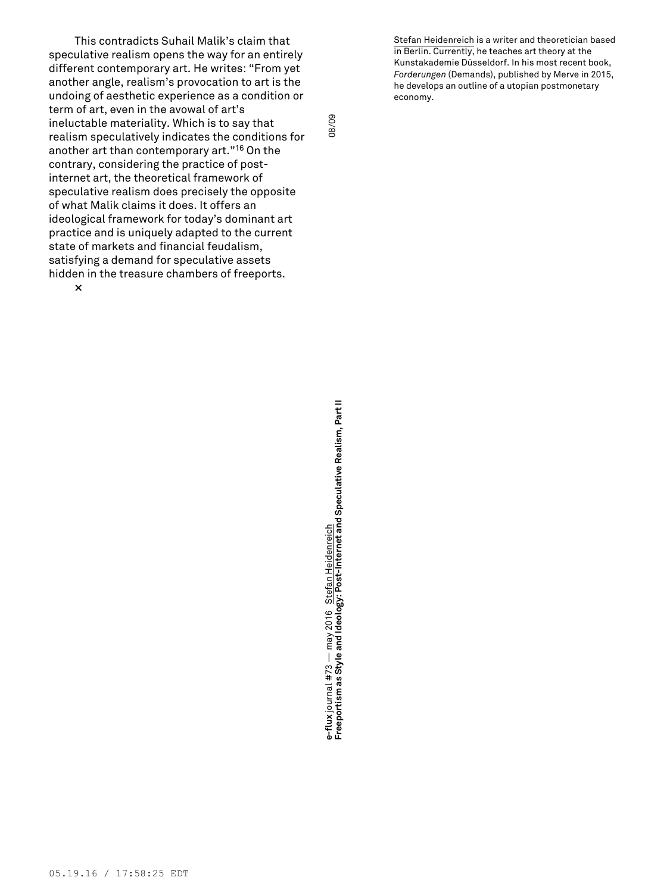This contradicts Suhail Malik's claim that speculative realism opens the way for an entirely different contemporary art. He writes: "From yet another angle, realism's provocation to art is the undoing of aesthetic experience as a condition or term of art, even in the avowal of art's ineluctable materiality. Which is to say that realism speculatively indicates the conditions for another art than contemporary art."[16] On the contrary, considering the practice of post-internet art, the theoretical framework of speculative realism does precisely the opposite of what Malik claims it does. It offers an ideological framework for today's dominant art practice and is uniquely adapted to the current state of markets and financial feudalism, satisfying a demand for speculative assets hidden in the treasure chambers of freeports.

**×**

Stefan Heidenreich is a writer and theoretician based in Berlin. Currently, he teaches art theory at the Kunstakademie Düsseldorf. In his most recent book, *Forderungen* (Demands), published by Merve in 2015, he develops an outline of a utopian postmonetary economy.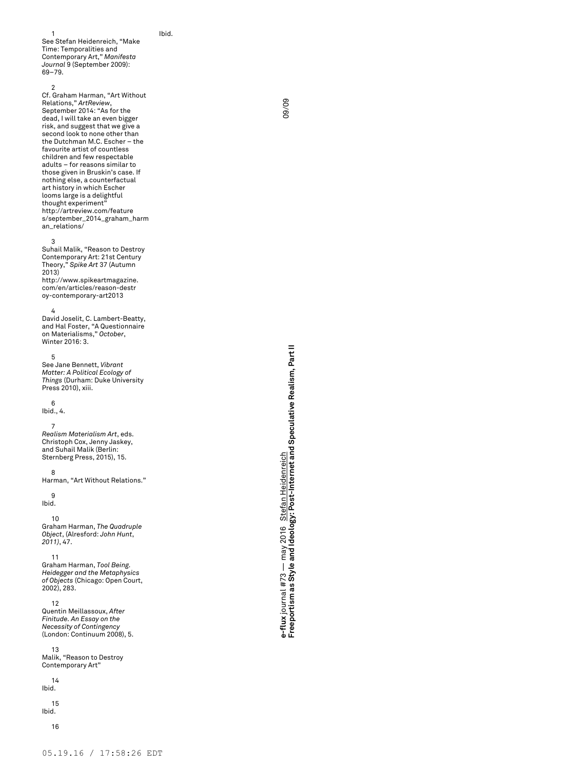1
See Stefan Heidenreich, "Make Time: Temporalities and Contemporary Art," *Manifesta Journal* 9 (September 2009): 69–79.

2
Cf. Graham Harman, "Art Without Relations," *ArtReview*, September 2014: "As for the dead, I will take an even bigger risk, and suggest that we give a second look to none other than the Dutchman M.C. Escher – the favourite artist of countless children and few respectable adults – for reasons similar to those given in Bruskin's case. If nothing else, a counterfactual art history in which Escher looms large is a delightful thought experiment" http://artreview.com/features/september_2014_graham_harman_relations/

3
Suhail Malik, "Reason to Destroy Contemporary Art: 21st Century Theory," *Spike Art* 37 (Autumn 2013) http://www.spikeartmagazine.com/en/articles/reason-destroy-contemporary-art2013

4
David Joselit, C. Lambert-Beatty, and Hal Foster, "A Questionnaire on Materialisms," *October*, Winter 2016: 3.

5
See Jane Bennett, *Vibrant Matter: A Political Ecology of Things* (Durham: Duke University Press 2010), xiii.

6
Ibid., 4.

7
*Realism Materialism Art*, eds. Christoph Cox, Jenny Jaskey, and Suhail Malik (Berlin: Sternberg Press, 2015), 15.

8
Harman, "Art Without Relations."

9
Ibid.

10
Graham Harman, *The Quadruple Object*, (Alresford: *John Hunt*, *2011)*, 47.

11
Graham Harman, *Tool Being. Heidegger and the Metaphysics of Objects* (Chicago: Open Court, 2002), 283.

12
Quentin Meillassoux, *After Finitude. An Essay on the Necessity of Contingency* (London: Continuum 2008), 5.

13
Malik, "Reason to Destroy Contemporary Art"

14
Ibid.

15
Ibid.

16
Ibid.